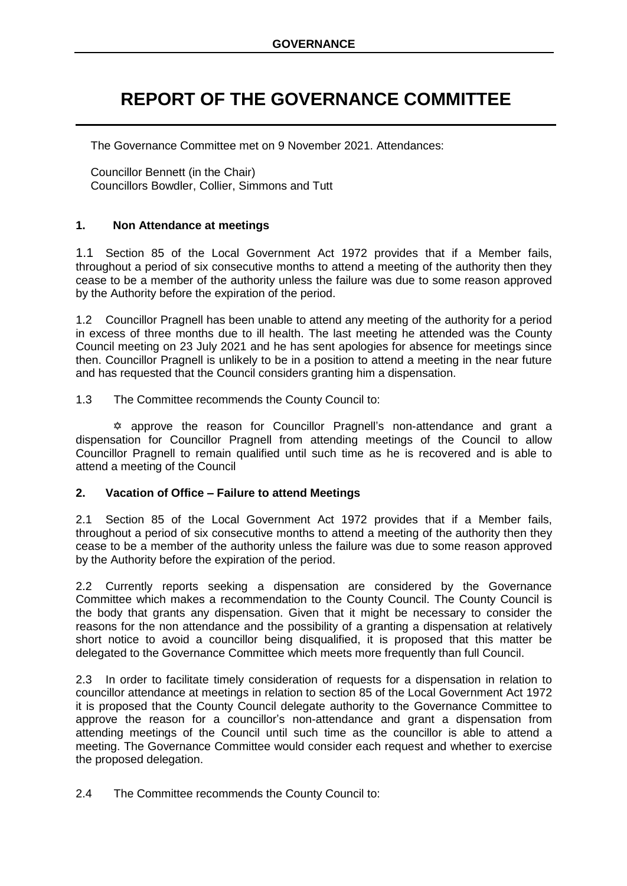# REPORT OF THE GOVERNANCE COMMITTEE

The Governance Committee met on 9 November 2021. Attendances:

Councillor Bennett (in the Chair)
Councillors Bowdler, Collier, Simmons and Tutt

## 1. Non Attendance at meetings

1.1 Section 85 of the Local Government Act 1972 provides that if a Member fails, throughout a period of six consecutive months to attend a meeting of the authority then they cease to be a member of the authority unless the failure was due to some reason approved by the Authority before the expiration of the period.

1.2 Councillor Pragnell has been unable to attend any meeting of the authority for a period in excess of three months due to ill health. The last meeting he attended was the County Council meeting on 23 July 2021 and he has sent apologies for absence for meetings since then. Councillor Pragnell is unlikely to be in a position to attend a meeting in the near future and has requested that the Council considers granting him a dispensation.

1.3 The Committee recommends the County Council to:

✡ approve the reason for Councillor Pragnell's non-attendance and grant a dispensation for Councillor Pragnell from attending meetings of the Council to allow Councillor Pragnell to remain qualified until such time as he is recovered and is able to attend a meeting of the Council

## 2. Vacation of Office – Failure to attend Meetings

2.1 Section 85 of the Local Government Act 1972 provides that if a Member fails, throughout a period of six consecutive months to attend a meeting of the authority then they cease to be a member of the authority unless the failure was due to some reason approved by the Authority before the expiration of the period.

2.2 Currently reports seeking a dispensation are considered by the Governance Committee which makes a recommendation to the County Council. The County Council is the body that grants any dispensation. Given that it might be necessary to consider the reasons for the non attendance and the possibility of a granting a dispensation at relatively short notice to avoid a councillor being disqualified, it is proposed that this matter be delegated to the Governance Committee which meets more frequently than full Council.

2.3 In order to facilitate timely consideration of requests for a dispensation in relation to councillor attendance at meetings in relation to section 85 of the Local Government Act 1972 it is proposed that the County Council delegate authority to the Governance Committee to approve the reason for a councillor's non-attendance and grant a dispensation from attending meetings of the Council until such time as the councillor is able to attend a meeting. The Governance Committee would consider each request and whether to exercise the proposed delegation.

2.4 The Committee recommends the County Council to: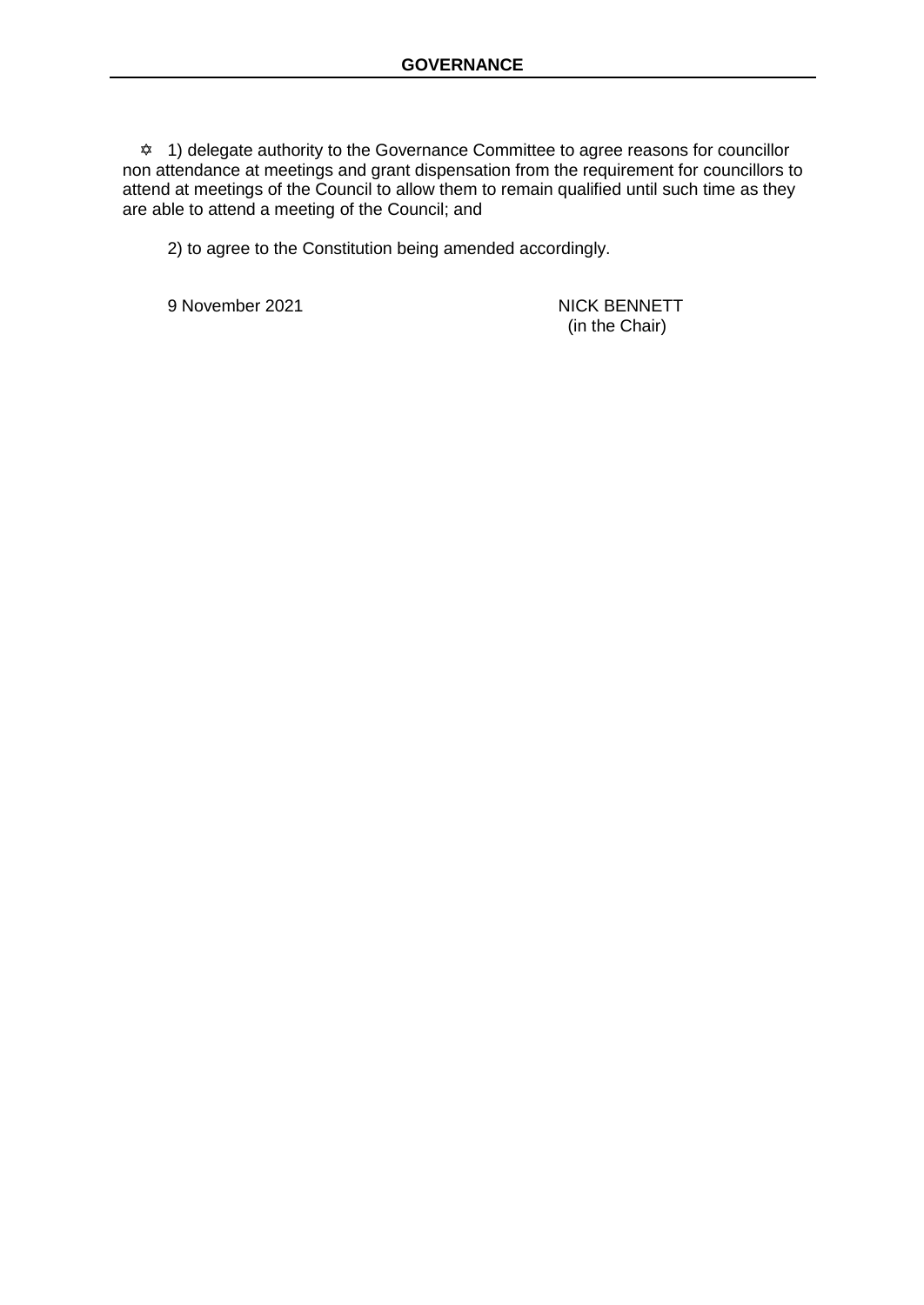✡ 1) delegate authority to the Governance Committee to agree reasons for councillor non attendance at meetings and grant dispensation from the requirement for councillors to attend at meetings of the Council to allow them to remain qualified until such time as they are able to attend a meeting of the Council; and

2) to agree to the Constitution being amended accordingly.

9 November 2021

NICK BENNETT
(in the Chair)